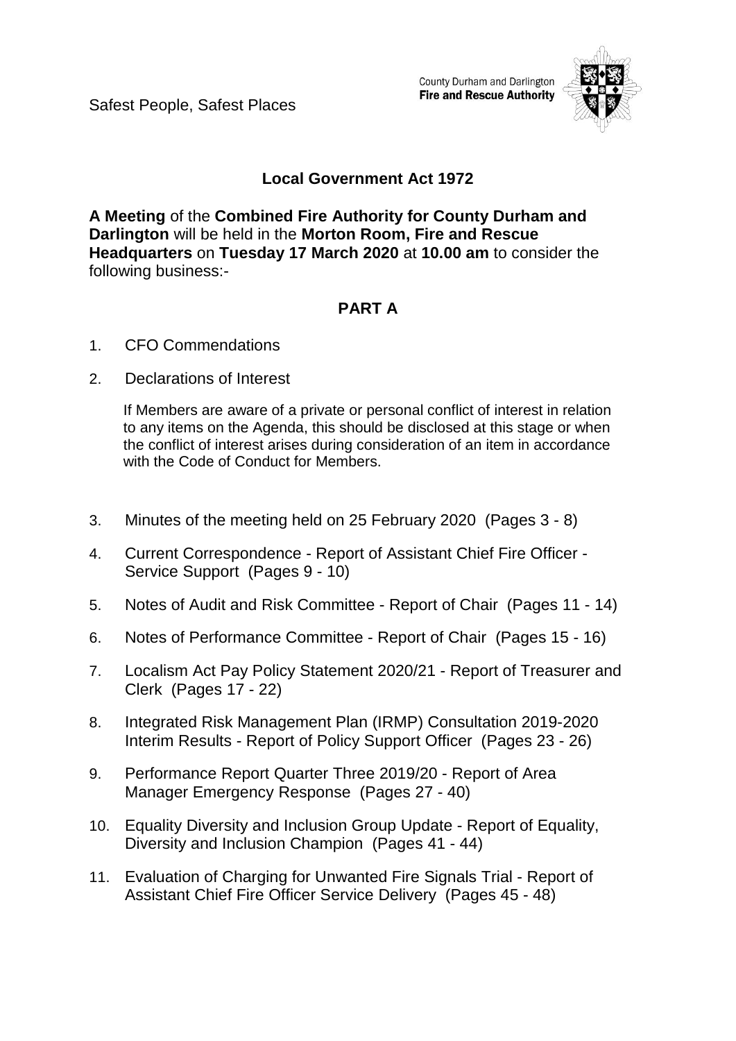Safest People, Safest Places

County Durham and Darlington
**Fire and Rescue Authority**

## Local Government Act 1972

**A Meeting** of the **Combined Fire Authority for County Durham and Darlington** will be held in the **Morton Room, Fire and Rescue Headquarters** on **Tuesday 17 March 2020** at **10.00 am** to consider the following business:-

## PART A

1. CFO Commendations
2. Declarations of Interest

   If Members are aware of a private or personal conflict of interest in relation to any items on the Agenda, this should be disclosed at this stage or when the conflict of interest arises during consideration of an item in accordance with the Code of Conduct for Members.

3. Minutes of the meeting held on 25 February 2020 (Pages 3 - 8)
4. Current Correspondence - Report of Assistant Chief Fire Officer - Service Support (Pages 9 - 10)
5. Notes of Audit and Risk Committee - Report of Chair (Pages 11 - 14)
6. Notes of Performance Committee - Report of Chair (Pages 15 - 16)
7. Localism Act Pay Policy Statement 2020/21 - Report of Treasurer and Clerk (Pages 17 - 22)
8. Integrated Risk Management Plan (IRMP) Consultation 2019-2020 Interim Results - Report of Policy Support Officer (Pages 23 - 26)
9. Performance Report Quarter Three 2019/20 - Report of Area Manager Emergency Response (Pages 27 - 40)
10. Equality Diversity and Inclusion Group Update - Report of Equality, Diversity and Inclusion Champion (Pages 41 - 44)
11. Evaluation of Charging for Unwanted Fire Signals Trial - Report of Assistant Chief Fire Officer Service Delivery (Pages 45 - 48)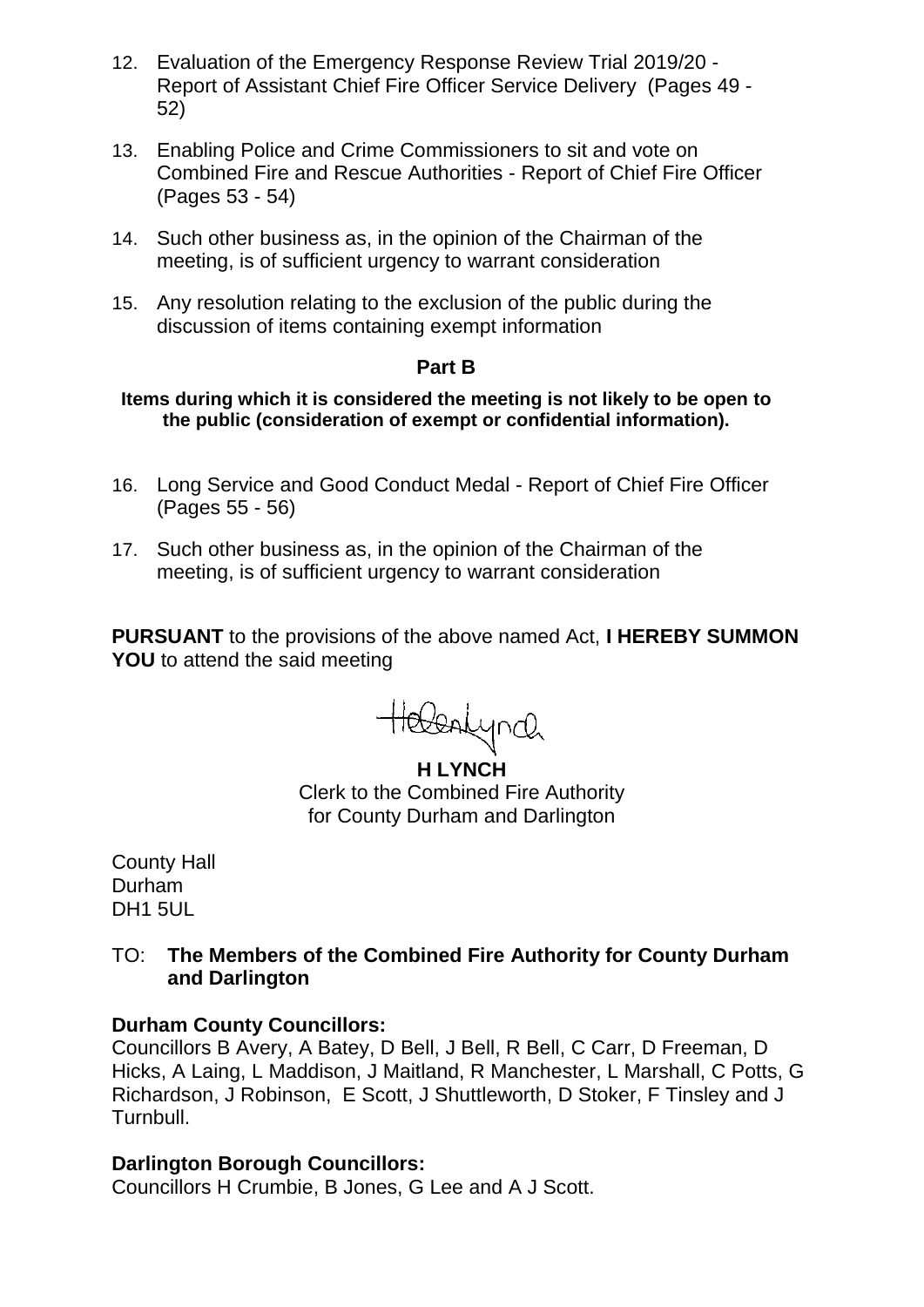12. Evaluation of the Emergency Response Review Trial 2019/20 - Report of Assistant Chief Fire Officer Service Delivery (Pages 49 - 52)

13. Enabling Police and Crime Commissioners to sit and vote on Combined Fire and Rescue Authorities - Report of Chief Fire Officer (Pages 53 - 54)

14. Such other business as, in the opinion of the Chairman of the meeting, is of sufficient urgency to warrant consideration

15. Any resolution relating to the exclusion of the public during the discussion of items containing exempt information

**Part B**

**Items during which it is considered the meeting is not likely to be open to the public (consideration of exempt or confidential information).**

16. Long Service and Good Conduct Medal - Report of Chief Fire Officer (Pages 55 - 56)

17. Such other business as, in the opinion of the Chairman of the meeting, is of sufficient urgency to warrant consideration

**PURSUANT** to the provisions of the above named Act, **I HEREBY SUMMON YOU** to attend the said meeting

Helen Lynch

**H LYNCH**
Clerk to the Combined Fire Authority
for County Durham and Darlington

County Hall
Durham
DH1 5UL

TO: **The Members of the Combined Fire Authority for County Durham and Darlington**

**Durham County Councillors:**

Councillors B Avery, A Batey, D Bell, J Bell, R Bell, C Carr, D Freeman, D Hicks, A Laing, L Maddison, J Maitland, R Manchester, L Marshall, C Potts, G Richardson, J Robinson, E Scott, J Shuttleworth, D Stoker, F Tinsley and J Turnbull.

**Darlington Borough Councillors:**

Councillors H Crumbie, B Jones, G Lee and A J Scott.